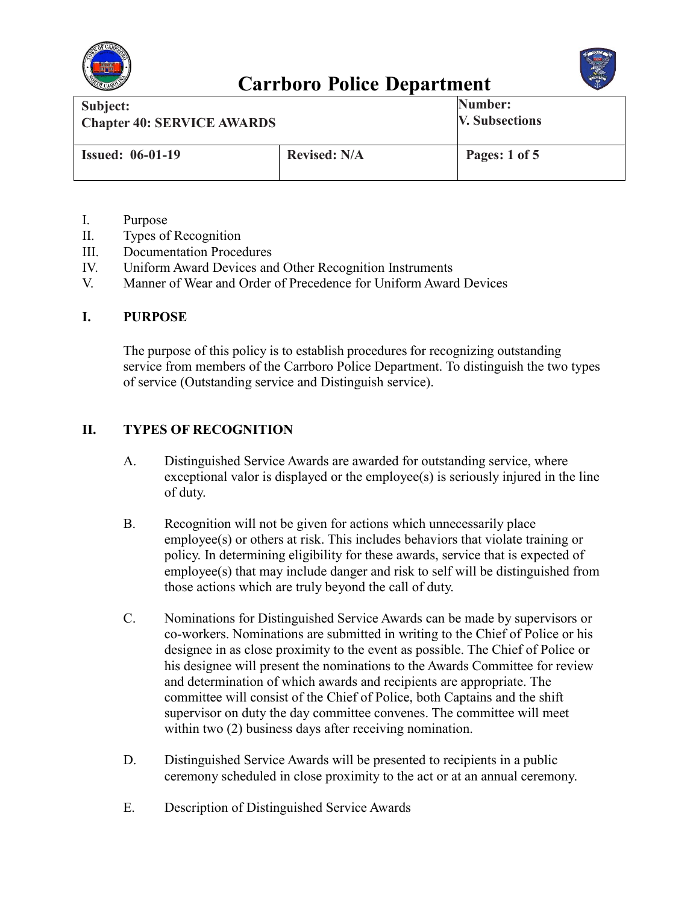# Carrboro Police Department

| Subject: Chapter 40: SERVICE AWARDS | | Number: V. Subsections |
| --- | --- | --- |
| Issued: 06-01-19 | Revised: N/A | Pages: 1 of 5 |

I. Purpose
II. Types of Recognition
III. Documentation Procedures
IV. Uniform Award Devices and Other Recognition Instruments
V. Manner of Wear and Order of Precedence for Uniform Award Devices

## I. PURPOSE

The purpose of this policy is to establish procedures for recognizing outstanding service from members of the Carrboro Police Department. To distinguish the two types of service (Outstanding service and Distinguish service).

## II. TYPES OF RECOGNITION

A. Distinguished Service Awards are awarded for outstanding service, where exceptional valor is displayed or the employee(s) is seriously injured in the line of duty.

B. Recognition will not be given for actions which unnecessarily place employee(s) or others at risk. This includes behaviors that violate training or policy. In determining eligibility for these awards, service that is expected of employee(s) that may include danger and risk to self will be distinguished from those actions which are truly beyond the call of duty.

C. Nominations for Distinguished Service Awards can be made by supervisors or co-workers. Nominations are submitted in writing to the Chief of Police or his designee in as close proximity to the event as possible. The Chief of Police or his designee will present the nominations to the Awards Committee for review and determination of which awards and recipients are appropriate. The committee will consist of the Chief of Police, both Captains and the shift supervisor on duty the day committee convenes. The committee will meet within two (2) business days after receiving nomination.

D. Distinguished Service Awards will be presented to recipients in a public ceremony scheduled in close proximity to the act or at an annual ceremony.

E. Description of Distinguished Service Awards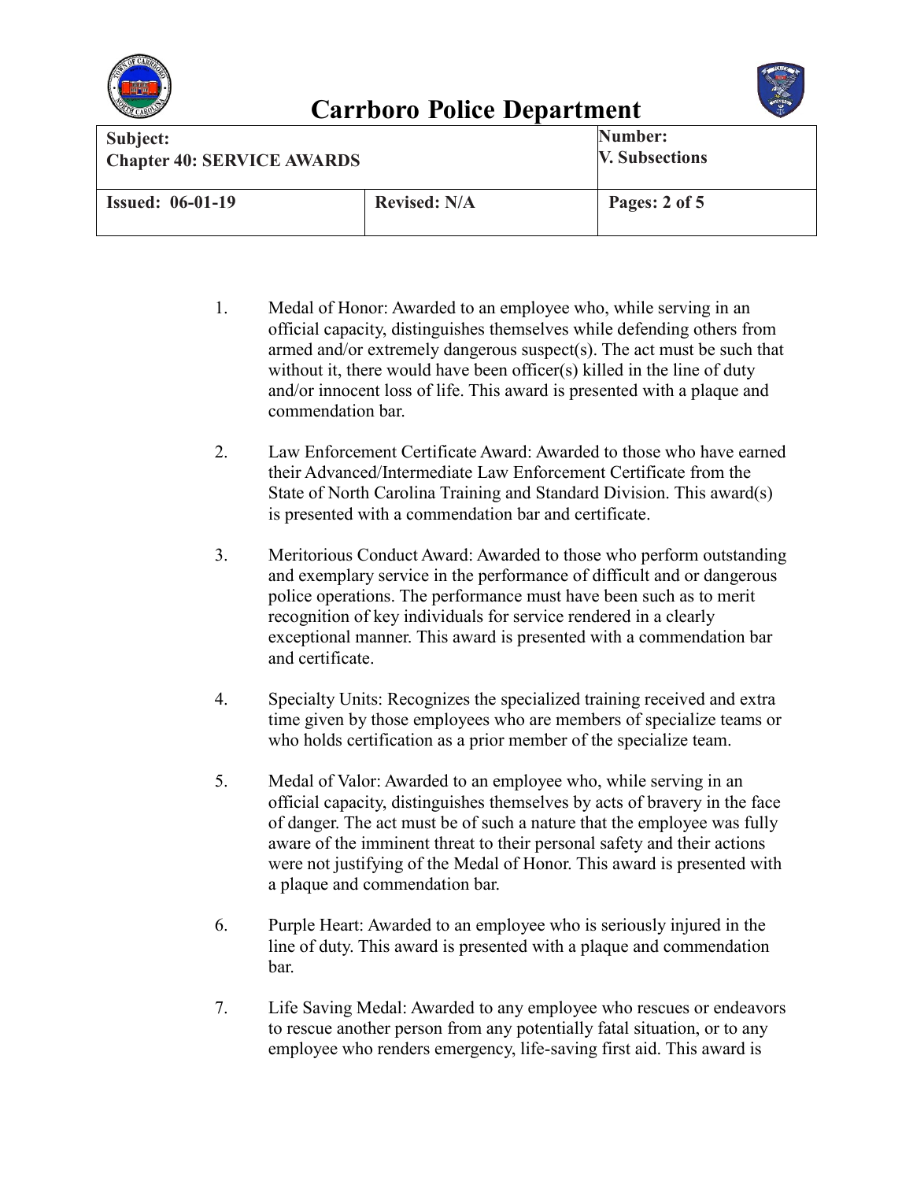1. Medal of Honor: Awarded to an employee who, while serving in an official capacity, distinguishes themselves while defending others from armed and/or extremely dangerous suspect(s). The act must be such that without it, there would have been officer(s) killed in the line of duty and/or innocent loss of life. This award is presented with a plaque and commendation bar.

2. Law Enforcement Certificate Award: Awarded to those who have earned their Advanced/Intermediate Law Enforcement Certificate from the State of North Carolina Training and Standard Division. This award(s) is presented with a commendation bar and certificate.

3. Meritorious Conduct Award: Awarded to those who perform outstanding and exemplary service in the performance of difficult and or dangerous police operations. The performance must have been such as to merit recognition of key individuals for service rendered in a clearly exceptional manner. This award is presented with a commendation bar and certificate.

4. Specialty Units: Recognizes the specialized training received and extra time given by those employees who are members of specialize teams or who holds certification as a prior member of the specialize team.

5. Medal of Valor: Awarded to an employee who, while serving in an official capacity, distinguishes themselves by acts of bravery in the face of danger. The act must be of such a nature that the employee was fully aware of the imminent threat to their personal safety and their actions were not justifying of the Medal of Honor. This award is presented with a plaque and commendation bar.

6. Purple Heart: Awarded to an employee who is seriously injured in the line of duty. This award is presented with a plaque and commendation bar.

7. Life Saving Medal: Awarded to any employee who rescues or endeavors to rescue another person from any potentially fatal situation, or to any employee who renders emergency, life-saving first aid. This award is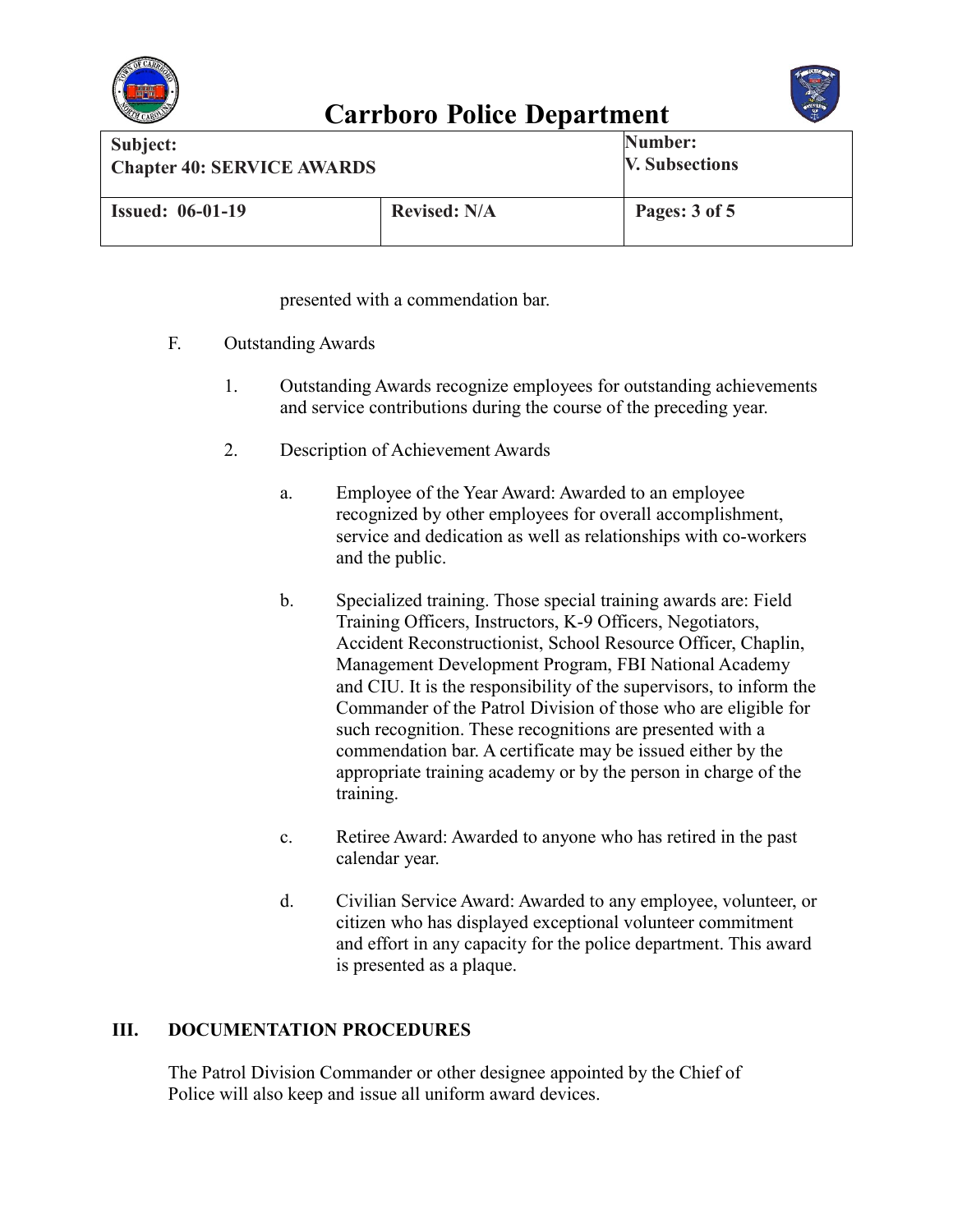presented with a commendation bar.

F. Outstanding Awards

1. Outstanding Awards recognize employees for outstanding achievements and service contributions during the course of the preceding year.

2. Description of Achievement Awards

   a. Employee of the Year Award: Awarded to an employee recognized by other employees for overall accomplishment, service and dedication as well as relationships with co-workers and the public.

   b. Specialized training. Those special training awards are: Field Training Officers, Instructors, K-9 Officers, Negotiators, Accident Reconstructionist, School Resource Officer, Chaplin, Management Development Program, FBI National Academy and CIU. It is the responsibility of the supervisors, to inform the Commander of the Patrol Division of those who are eligible for such recognition. These recognitions are presented with a commendation bar. A certificate may be issued either by the appropriate training academy or by the person in charge of the training.

   c. Retiree Award: Awarded to anyone who has retired in the past calendar year.

   d. Civilian Service Award: Awarded to any employee, volunteer, or citizen who has displayed exceptional volunteer commitment and effort in any capacity for the police department. This award is presented as a plaque.

## III. DOCUMENTATION PROCEDURES

The Patrol Division Commander or other designee appointed by the Chief of Police will also keep and issue all uniform award devices.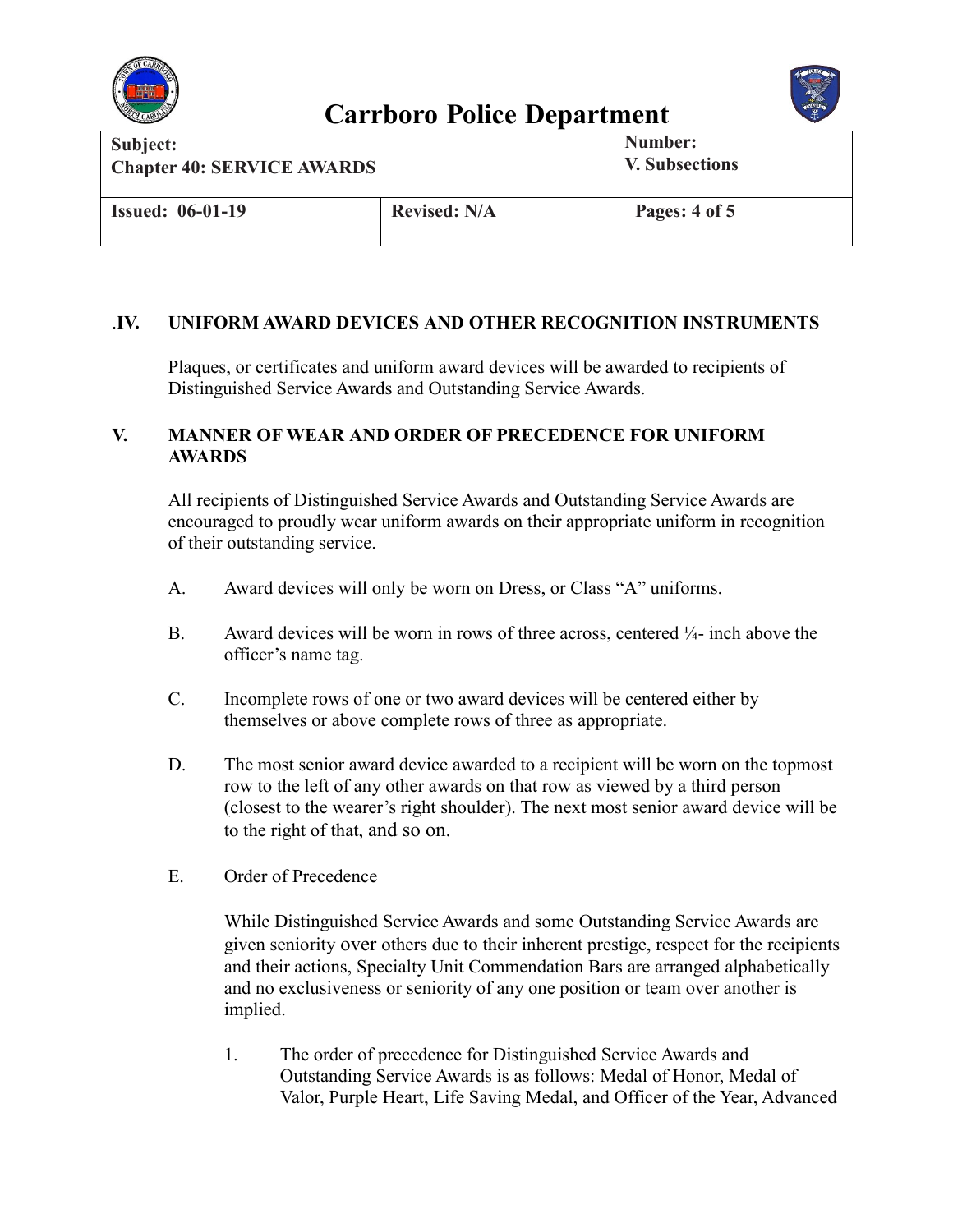## .IV. UNIFORM AWARD DEVICES AND OTHER RECOGNITION INSTRUMENTS

Plaques, or certificates and uniform award devices will be awarded to recipients of Distinguished Service Awards and Outstanding Service Awards.

## V. MANNER OF WEAR AND ORDER OF PRECEDENCE FOR UNIFORM AWARDS

All recipients of Distinguished Service Awards and Outstanding Service Awards are encouraged to proudly wear uniform awards on their appropriate uniform in recognition of their outstanding service.

A. Award devices will only be worn on Dress, or Class "A" uniforms.

B. Award devices will be worn in rows of three across, centered ¼- inch above the officer's name tag.

C. Incomplete rows of one or two award devices will be centered either by themselves or above complete rows of three as appropriate.

D. The most senior award device awarded to a recipient will be worn on the topmost row to the left of any other awards on that row as viewed by a third person (closest to the wearer's right shoulder). The next most senior award device will be to the right of that, and so on.

E. Order of Precedence

While Distinguished Service Awards and some Outstanding Service Awards are given seniority over others due to their inherent prestige, respect for the recipients and their actions, Specialty Unit Commendation Bars are arranged alphabetically and no exclusiveness or seniority of any one position or team over another is implied.

1. The order of precedence for Distinguished Service Awards and Outstanding Service Awards is as follows: Medal of Honor, Medal of Valor, Purple Heart, Life Saving Medal, and Officer of the Year, Advanced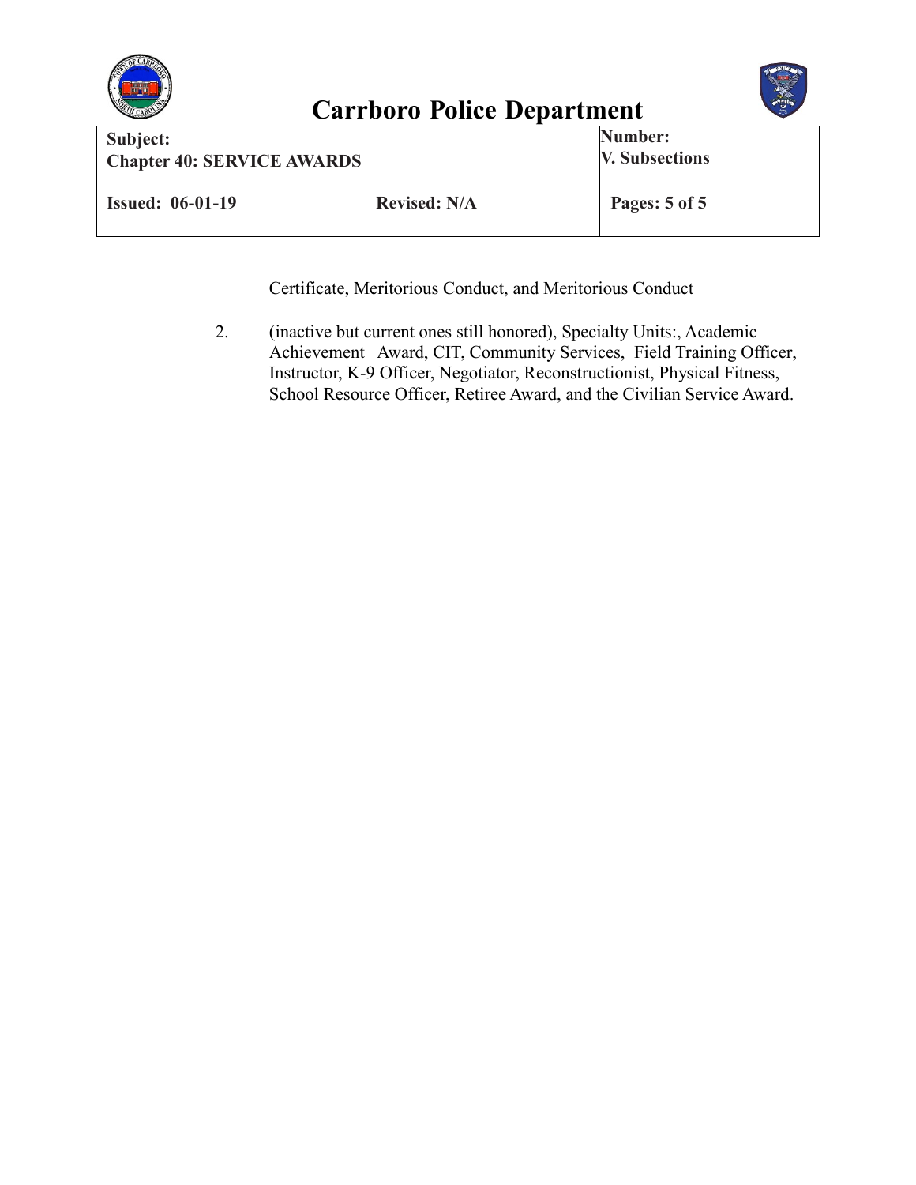Certificate, Meritorious Conduct, and Meritorious Conduct

2. (inactive but current ones still honored), Specialty Units:, Academic Achievement Award, CIT, Community Services, Field Training Officer, Instructor, K-9 Officer, Negotiator, Reconstructionist, Physical Fitness, School Resource Officer, Retiree Award, and the Civilian Service Award.